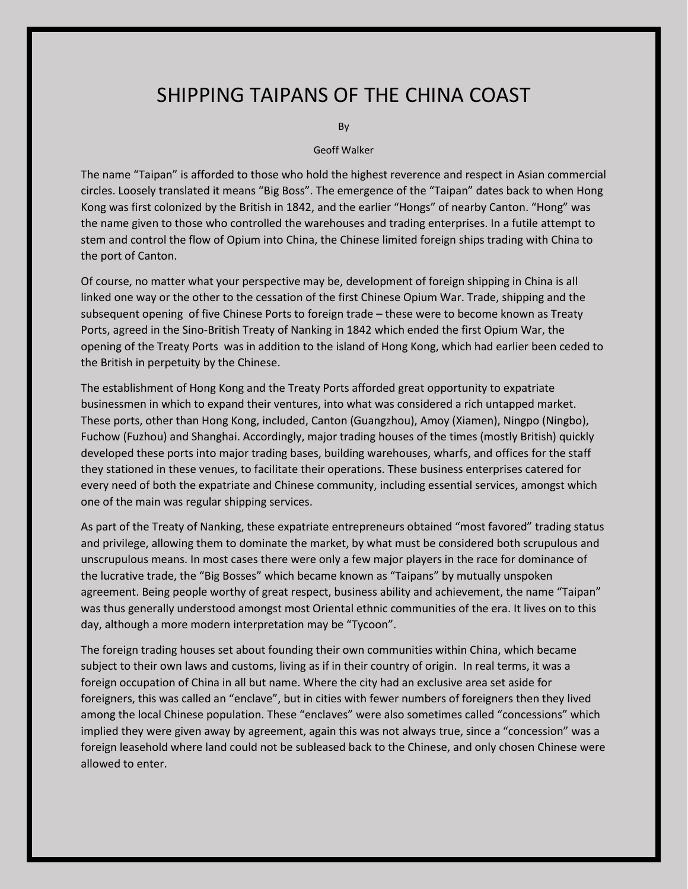# SHIPPING TAIPANS OF THE CHINA COAST

By

Geoff Walker

The name "Taipan" is afforded to those who hold the highest reverence and respect in Asian commercial circles. Loosely translated it means "Big Boss". The emergence of the "Taipan" dates back to when Hong Kong was first colonized by the British in 1842, and the earlier "Hongs" of nearby Canton. "Hong" was the name given to those who controlled the warehouses and trading enterprises. In a futile attempt to stem and control the flow of Opium into China, the Chinese limited foreign ships trading with China to the port of Canton.

Of course, no matter what your perspective may be, development of foreign shipping in China is all linked one way or the other to the cessation of the first Chinese Opium War. Trade, shipping and the subsequent opening of five Chinese Ports to foreign trade – these were to become known as Treaty Ports, agreed in the Sino-British Treaty of Nanking in 1842 which ended the first Opium War, the opening of the Treaty Ports was in addition to the island of Hong Kong, which had earlier been ceded to the British in perpetuity by the Chinese.

The establishment of Hong Kong and the Treaty Ports afforded great opportunity to expatriate businessmen in which to expand their ventures, into what was considered a rich untapped market. These ports, other than Hong Kong, included, Canton (Guangzhou), Amoy (Xiamen), Ningpo (Ningbo), Fuchow (Fuzhou) and Shanghai. Accordingly, major trading houses of the times (mostly British) quickly developed these ports into major trading bases, building warehouses, wharfs, and offices for the staff they stationed in these venues, to facilitate their operations. These business enterprises catered for every need of both the expatriate and Chinese community, including essential services, amongst which one of the main was regular shipping services.

As part of the Treaty of Nanking, these expatriate entrepreneurs obtained "most favored" trading status and privilege, allowing them to dominate the market, by what must be considered both scrupulous and unscrupulous means. In most cases there were only a few major players in the race for dominance of the lucrative trade, the "Big Bosses" which became known as "Taipans" by mutually unspoken agreement. Being people worthy of great respect, business ability and achievement, the name "Taipan" was thus generally understood amongst most Oriental ethnic communities of the era. It lives on to this day, although a more modern interpretation may be "Tycoon".

The foreign trading houses set about founding their own communities within China, which became subject to their own laws and customs, living as if in their country of origin. In real terms, it was a foreign occupation of China in all but name. Where the city had an exclusive area set aside for foreigners, this was called an "enclave", but in cities with fewer numbers of foreigners then they lived among the local Chinese population. These "enclaves" were also sometimes called "concessions" which implied they were given away by agreement, again this was not always true, since a "concession" was a foreign leasehold where land could not be subleased back to the Chinese, and only chosen Chinese were allowed to enter.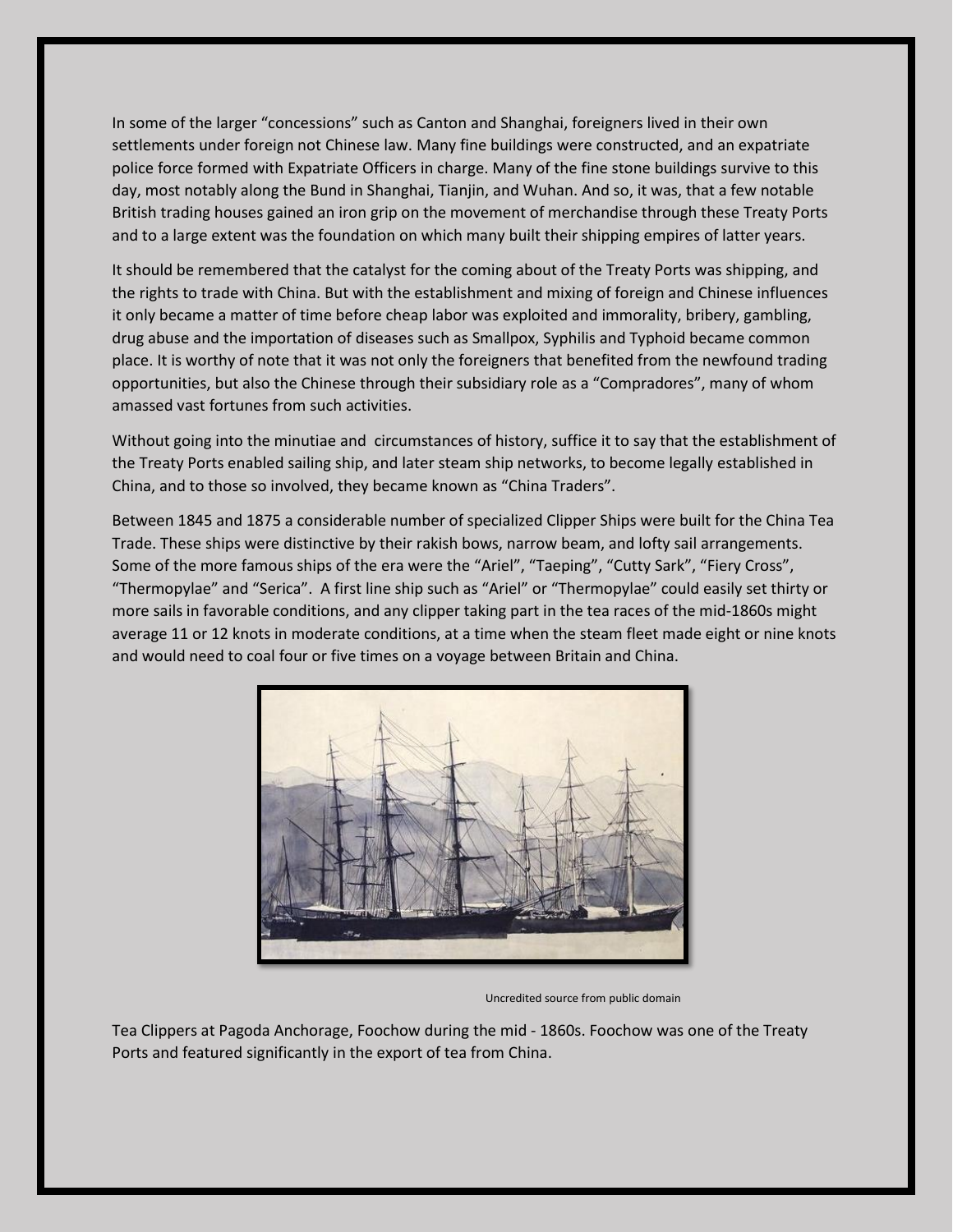In some of the larger "concessions" such as Canton and Shanghai, foreigners lived in their own settlements under foreign not Chinese law. Many fine buildings were constructed, and an expatriate police force formed with Expatriate Officers in charge. Many of the fine stone buildings survive to this day, most notably along the Bund in Shanghai, Tianjin, and Wuhan. And so, it was, that a few notable British trading houses gained an iron grip on the movement of merchandise through these Treaty Ports and to a large extent was the foundation on which many built their shipping empires of latter years.

It should be remembered that the catalyst for the coming about of the Treaty Ports was shipping, and the rights to trade with China. But with the establishment and mixing of foreign and Chinese influences it only became a matter of time before cheap labor was exploited and immorality, bribery, gambling, drug abuse and the importation of diseases such as Smallpox, Syphilis and Typhoid became common place. It is worthy of note that it was not only the foreigners that benefited from the newfound trading opportunities, but also the Chinese through their subsidiary role as a "Compradores", many of whom amassed vast fortunes from such activities.

Without going into the minutiae and circumstances of history, suffice it to say that the establishment of the Treaty Ports enabled sailing ship, and later steam ship networks, to become legally established in China, and to those so involved, they became known as "China Traders".

Between 1845 and 1875 a considerable number of specialized Clipper Ships were built for the China Tea Trade. These ships were distinctive by their rakish bows, narrow beam, and lofty sail arrangements. Some of the more famous ships of the era were the "Ariel", "Taeping", "Cutty Sark", "Fiery Cross", "Thermopylae" and "Serica". A first line ship such as "Ariel" or "Thermopylae" could easily set thirty or more sails in favorable conditions, and any clipper taking part in the tea races of the mid-1860s might average 11 or 12 knots in moderate conditions, at a time when the steam fleet made eight or nine knots and would need to coal four or five times on a voyage between Britain and China.

Uncredited source from public domain

Tea Clippers at Pagoda Anchorage, Foochow during the mid - 1860s. Foochow was one of the Treaty Ports and featured significantly in the export of tea from China.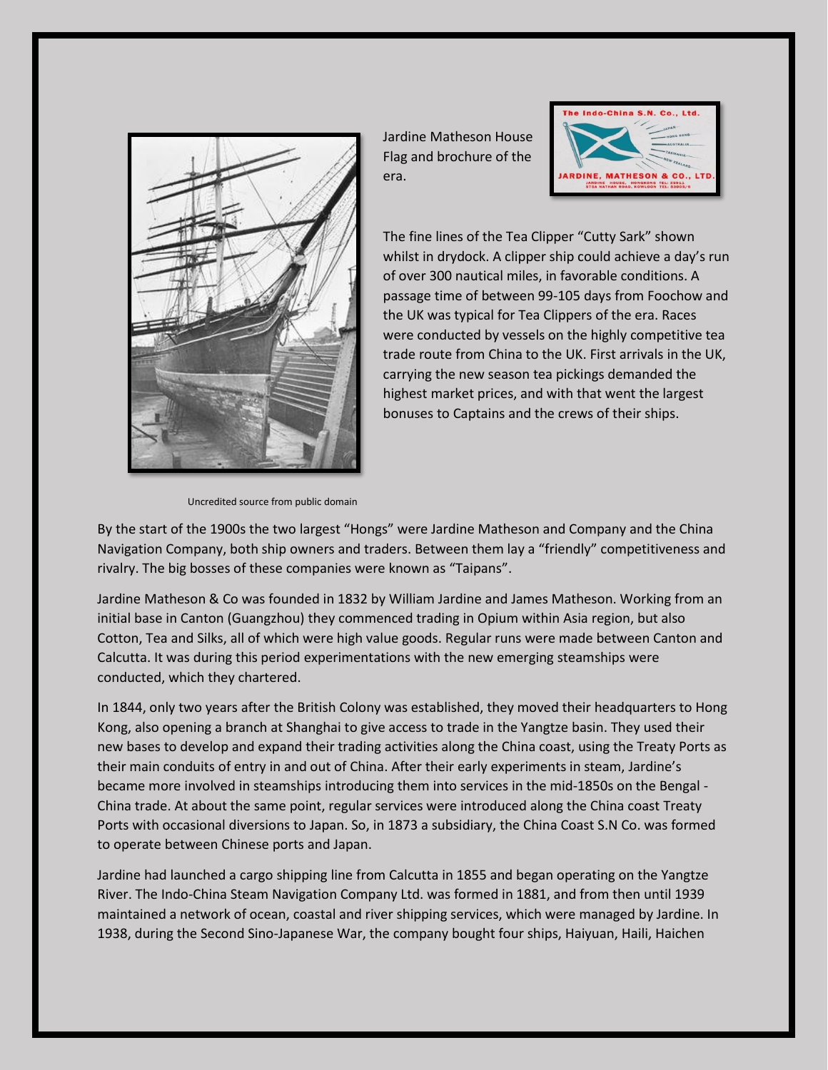Jardine Matheson House Flag and brochure of the era.

The fine lines of the Tea Clipper "Cutty Sark" shown whilst in drydock. A clipper ship could achieve a day's run of over 300 nautical miles, in favorable conditions. A passage time of between 99-105 days from Foochow and the UK was typical for Tea Clippers of the era. Races were conducted by vessels on the highly competitive tea trade route from China to the UK. First arrivals in the UK, carrying the new season tea pickings demanded the highest market prices, and with that went the largest bonuses to Captains and the crews of their ships.

Uncredited source from public domain

By the start of the 1900s the two largest "Hongs" were Jardine Matheson and Company and the China Navigation Company, both ship owners and traders. Between them lay a "friendly" competitiveness and rivalry. The big bosses of these companies were known as "Taipans".

Jardine Matheson & Co was founded in 1832 by William Jardine and James Matheson. Working from an initial base in Canton (Guangzhou) they commenced trading in Opium within Asia region, but also Cotton, Tea and Silks, all of which were high value goods. Regular runs were made between Canton and Calcutta. It was during this period experimentations with the new emerging steamships were conducted, which they chartered.

In 1844, only two years after the British Colony was established, they moved their headquarters to Hong Kong, also opening a branch at Shanghai to give access to trade in the Yangtze basin. They used their new bases to develop and expand their trading activities along the China coast, using the Treaty Ports as their main conduits of entry in and out of China. After their early experiments in steam, Jardine's became more involved in steamships introducing them into services in the mid-1850s on the Bengal - China trade. At about the same point, regular services were introduced along the China coast Treaty Ports with occasional diversions to Japan. So, in 1873 a subsidiary, the China Coast S.N Co. was formed to operate between Chinese ports and Japan.

Jardine had launched a cargo shipping line from Calcutta in 1855 and began operating on the Yangtze River. The Indo-China Steam Navigation Company Ltd. was formed in 1881, and from then until 1939 maintained a network of ocean, coastal and river shipping services, which were managed by Jardine. In 1938, during the Second Sino-Japanese War, the company bought four ships, Haiyuan, Haili, Haichen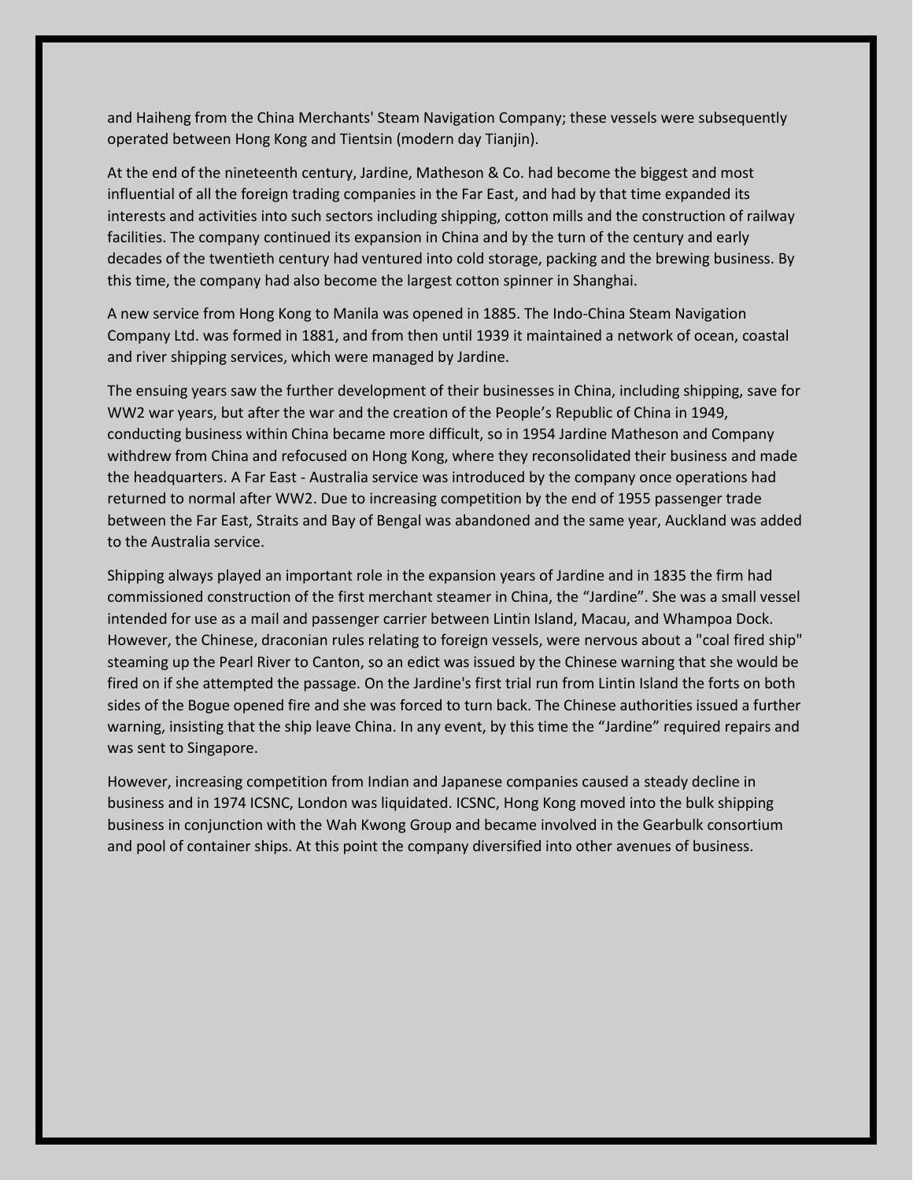and Haiheng from the China Merchants' Steam Navigation Company; these vessels were subsequently operated between Hong Kong and Tientsin (modern day Tianjin).

At the end of the nineteenth century, Jardine, Matheson & Co. had become the biggest and most influential of all the foreign trading companies in the Far East, and had by that time expanded its interests and activities into such sectors including shipping, cotton mills and the construction of railway facilities. The company continued its expansion in China and by the turn of the century and early decades of the twentieth century had ventured into cold storage, packing and the brewing business. By this time, the company had also become the largest cotton spinner in Shanghai.

A new service from Hong Kong to Manila was opened in 1885. The Indo-China Steam Navigation Company Ltd. was formed in 1881, and from then until 1939 it maintained a network of ocean, coastal and river shipping services, which were managed by Jardine.

The ensuing years saw the further development of their businesses in China, including shipping, save for WW2 war years, but after the war and the creation of the People's Republic of China in 1949, conducting business within China became more difficult, so in 1954 Jardine Matheson and Company withdrew from China and refocused on Hong Kong, where they reconsolidated their business and made the headquarters. A Far East - Australia service was introduced by the company once operations had returned to normal after WW2. Due to increasing competition by the end of 1955 passenger trade between the Far East, Straits and Bay of Bengal was abandoned and the same year, Auckland was added to the Australia service.

Shipping always played an important role in the expansion years of Jardine and in 1835 the firm had commissioned construction of the first merchant steamer in China, the "Jardine". She was a small vessel intended for use as a mail and passenger carrier between Lintin Island, Macau, and Whampoa Dock. However, the Chinese, draconian rules relating to foreign vessels, were nervous about a "coal fired ship" steaming up the Pearl River to Canton, so an edict was issued by the Chinese warning that she would be fired on if she attempted the passage. On the Jardine's first trial run from Lintin Island the forts on both sides of the Bogue opened fire and she was forced to turn back. The Chinese authorities issued a further warning, insisting that the ship leave China. In any event, by this time the "Jardine" required repairs and was sent to Singapore.

However, increasing competition from Indian and Japanese companies caused a steady decline in business and in 1974 ICSNC, London was liquidated. ICSNC, Hong Kong moved into the bulk shipping business in conjunction with the Wah Kwong Group and became involved in the Gearbulk consortium and pool of container ships. At this point the company diversified into other avenues of business.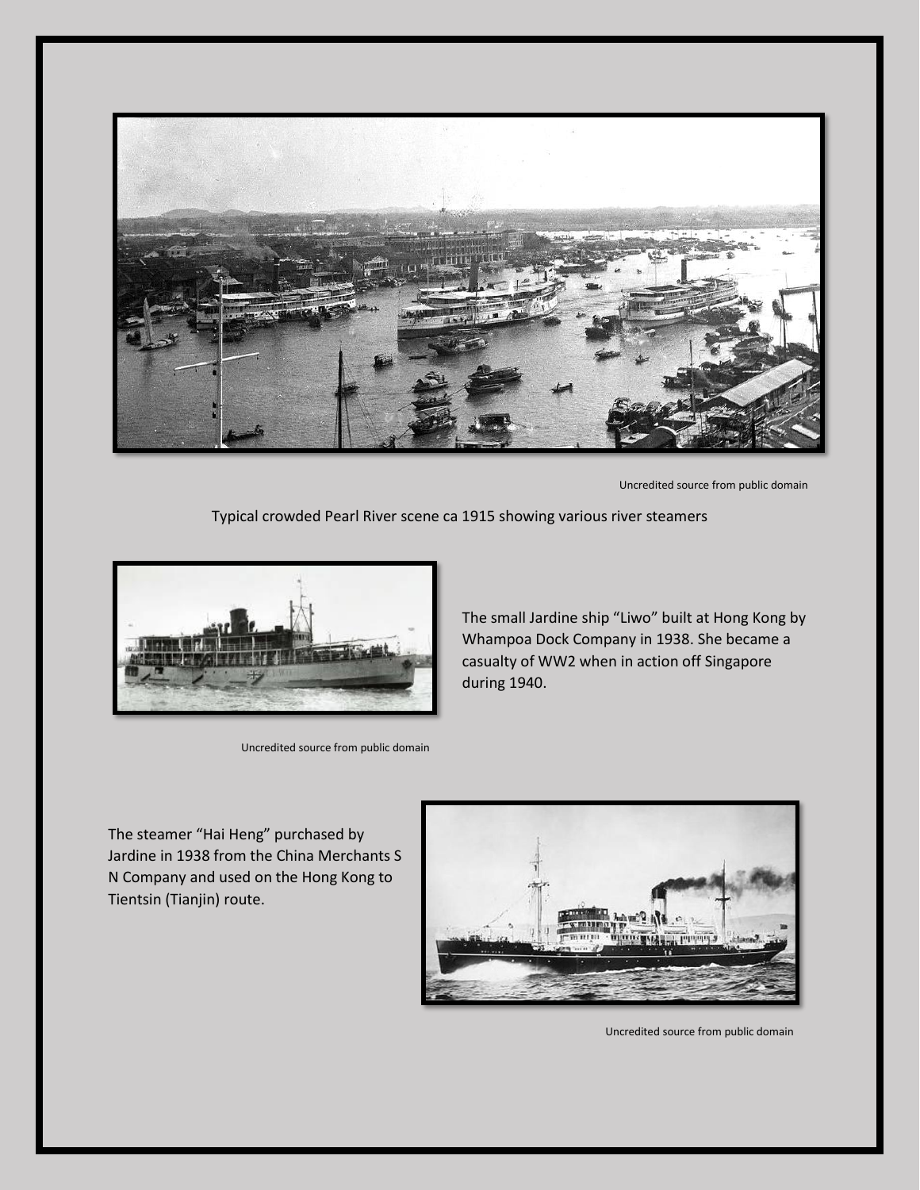Uncredited source from public domain

Typical crowded Pearl River scene ca 1915 showing various river steamers

The small Jardine ship "Liwo" built at Hong Kong by Whampoa Dock Company in 1938. She became a casualty of WW2 when in action off Singapore during 1940.

Uncredited source from public domain

The steamer "Hai Heng" purchased by Jardine in 1938 from the China Merchants S N Company and used on the Hong Kong to Tientsin (Tianjin) route.

Uncredited source from public domain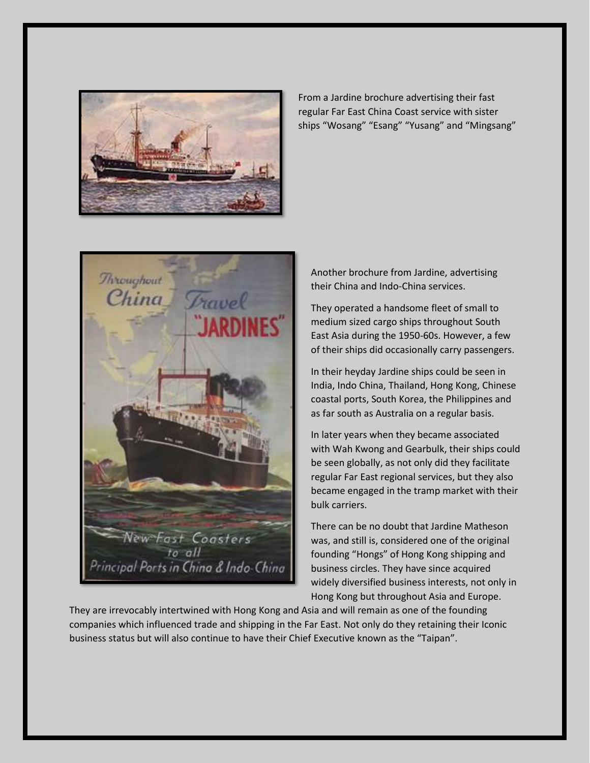From a Jardine brochure advertising their fast regular Far East China Coast service with sister ships "Wosang" "Esang" "Yusang" and "Mingsang"

Another brochure from Jardine, advertising their China and Indo-China services.

They operated a handsome fleet of small to medium sized cargo ships throughout South East Asia during the 1950-60s. However, a few of their ships did occasionally carry passengers.

In their heyday Jardine ships could be seen in India, Indo China, Thailand, Hong Kong, Chinese coastal ports, South Korea, the Philippines and as far south as Australia on a regular basis.

In later years when they became associated with Wah Kwong and Gearbulk, their ships could be seen globally, as not only did they facilitate regular Far East regional services, but they also became engaged in the tramp market with their bulk carriers.

There can be no doubt that Jardine Matheson was, and still is, considered one of the original founding "Hongs" of Hong Kong shipping and business circles. They have since acquired widely diversified business interests, not only in Hong Kong but throughout Asia and Europe. They are irrevocably intertwined with Hong Kong and Asia and will remain as one of the founding companies which influenced trade and shipping in the Far East. Not only do they retaining their Iconic business status but will also continue to have their Chief Executive known as the "Taipan".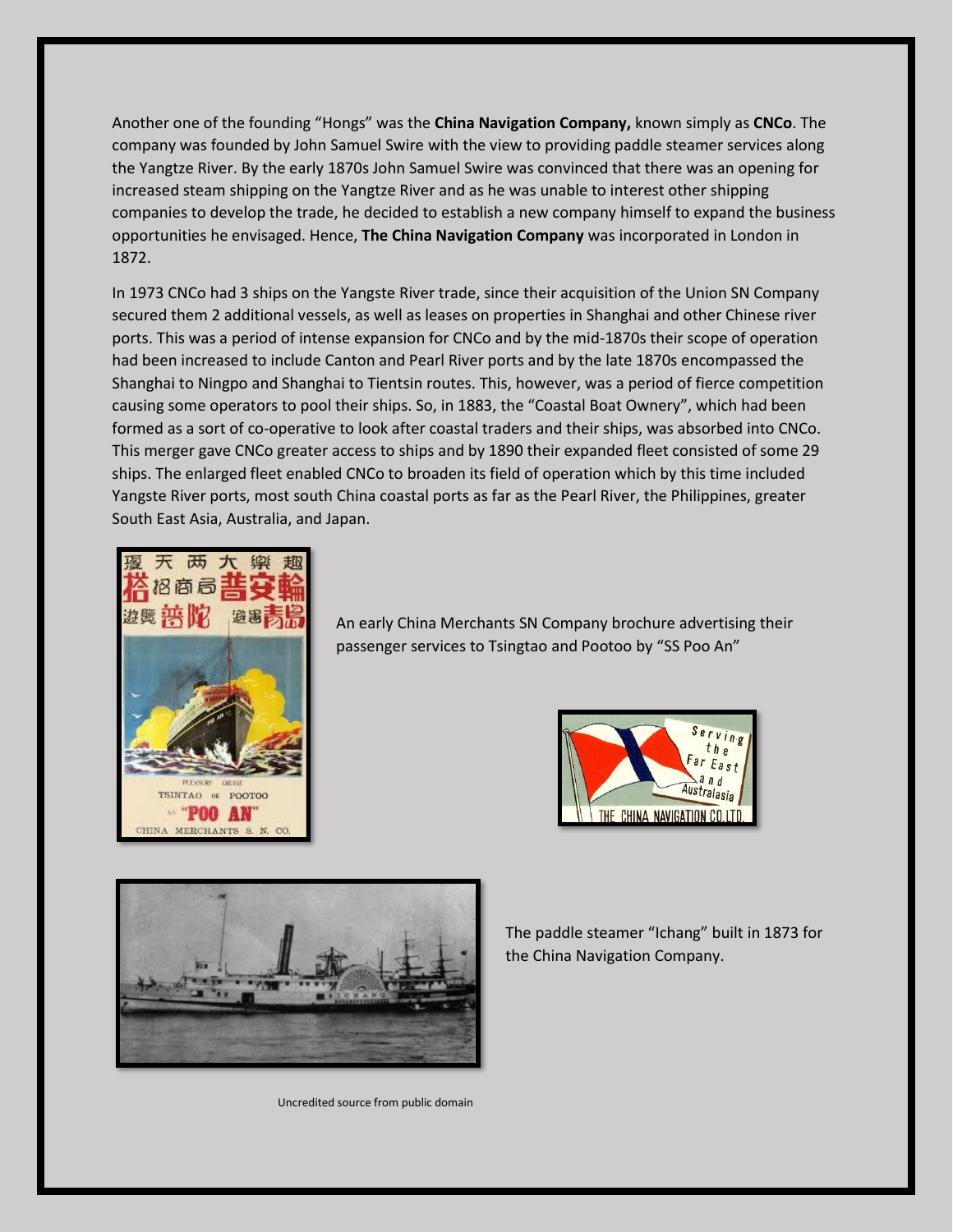Another one of the founding "Hongs" was the **China Navigation Company,** known simply as **CNCo**. The company was founded by John Samuel Swire with the view to providing paddle steamer services along the Yangtze River. By the early 1870s John Samuel Swire was convinced that there was an opening for increased steam shipping on the Yangtze River and as he was unable to interest other shipping companies to develop the trade, he decided to establish a new company himself to expand the business opportunities he envisaged. Hence, **The China Navigation Company** was incorporated in London in 1872.

In 1973 CNCo had 3 ships on the Yangste River trade, since their acquisition of the Union SN Company secured them 2 additional vessels, as well as leases on properties in Shanghai and other Chinese river ports. This was a period of intense expansion for CNCo and by the mid-1870s their scope of operation had been increased to include Canton and Pearl River ports and by the late 1870s encompassed the Shanghai to Ningpo and Shanghai to Tientsin routes. This, however, was a period of fierce competition causing some operators to pool their ships. So, in 1883, the "Coastal Boat Ownery", which had been formed as a sort of co-operative to look after coastal traders and their ships, was absorbed into CNCo. This merger gave CNCo greater access to ships and by 1890 their expanded fleet consisted of some 29 ships. The enlarged fleet enabled CNCo to broaden its field of operation which by this time included Yangste River ports, most south China coastal ports as far as the Pearl River, the Philippines, greater South East Asia, Australia, and Japan.

An early China Merchants SN Company brochure advertising their passenger services to Tsingtao and Pootoo by "SS Poo An"

The paddle steamer "Ichang" built in 1873 for the China Navigation Company.

Uncredited source from public domain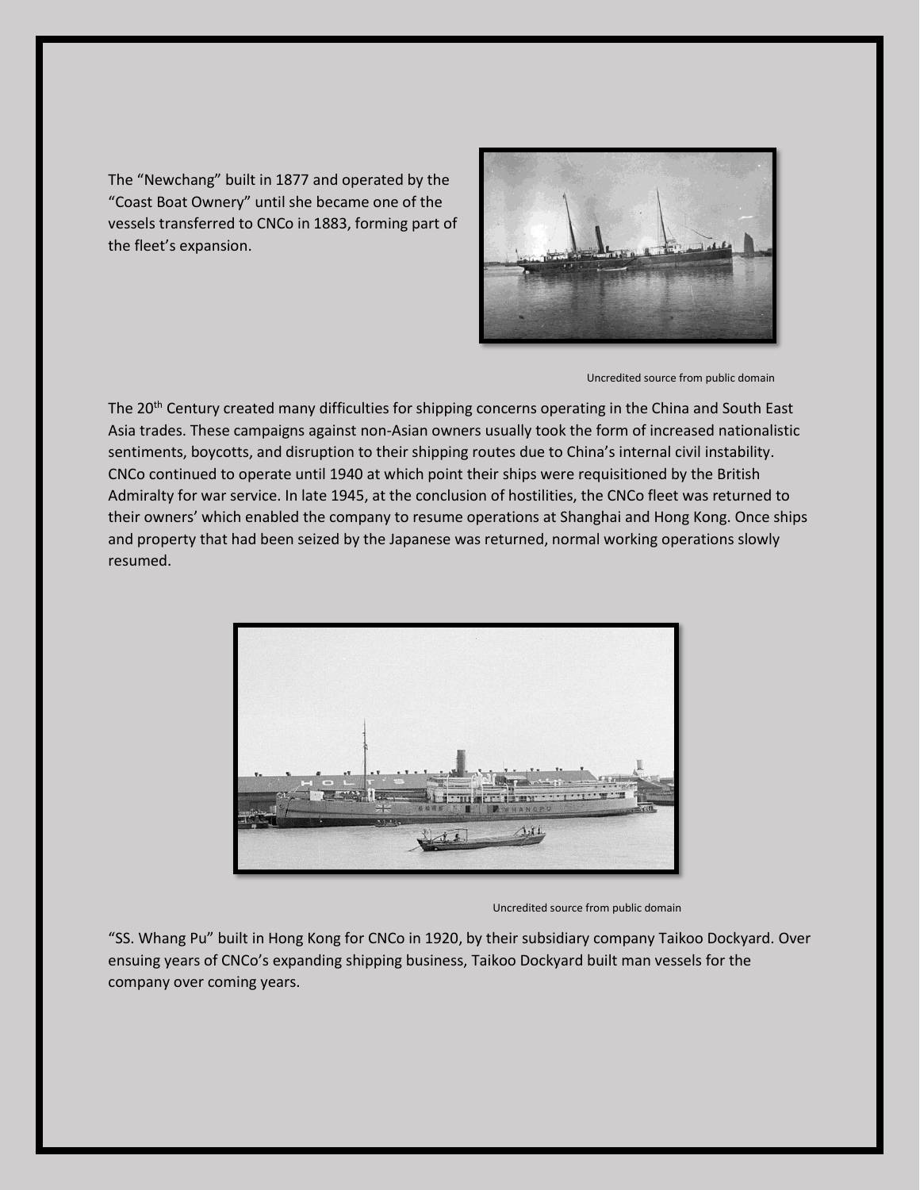The “Newchang” built in 1877 and operated by the “Coast Boat Ownery” until she became one of the vessels transferred to CNCo in 1883, forming part of the fleet’s expansion.

Uncredited source from public domain

The 20th Century created many difficulties for shipping concerns operating in the China and South East Asia trades. These campaigns against non-Asian owners usually took the form of increased nationalistic sentiments, boycotts, and disruption to their shipping routes due to China’s internal civil instability. CNCo continued to operate until 1940 at which point their ships were requisitioned by the British Admiralty for war service. In late 1945, at the conclusion of hostilities, the CNCo fleet was returned to their owners’ which enabled the company to resume operations at Shanghai and Hong Kong. Once ships and property that had been seized by the Japanese was returned, normal working operations slowly resumed.

Uncredited source from public domain

“SS. Whang Pu” built in Hong Kong for CNCo in 1920, by their subsidiary company Taikoo Dockyard. Over ensuing years of CNCo’s expanding shipping business, Taikoo Dockyard built man vessels for the company over coming years.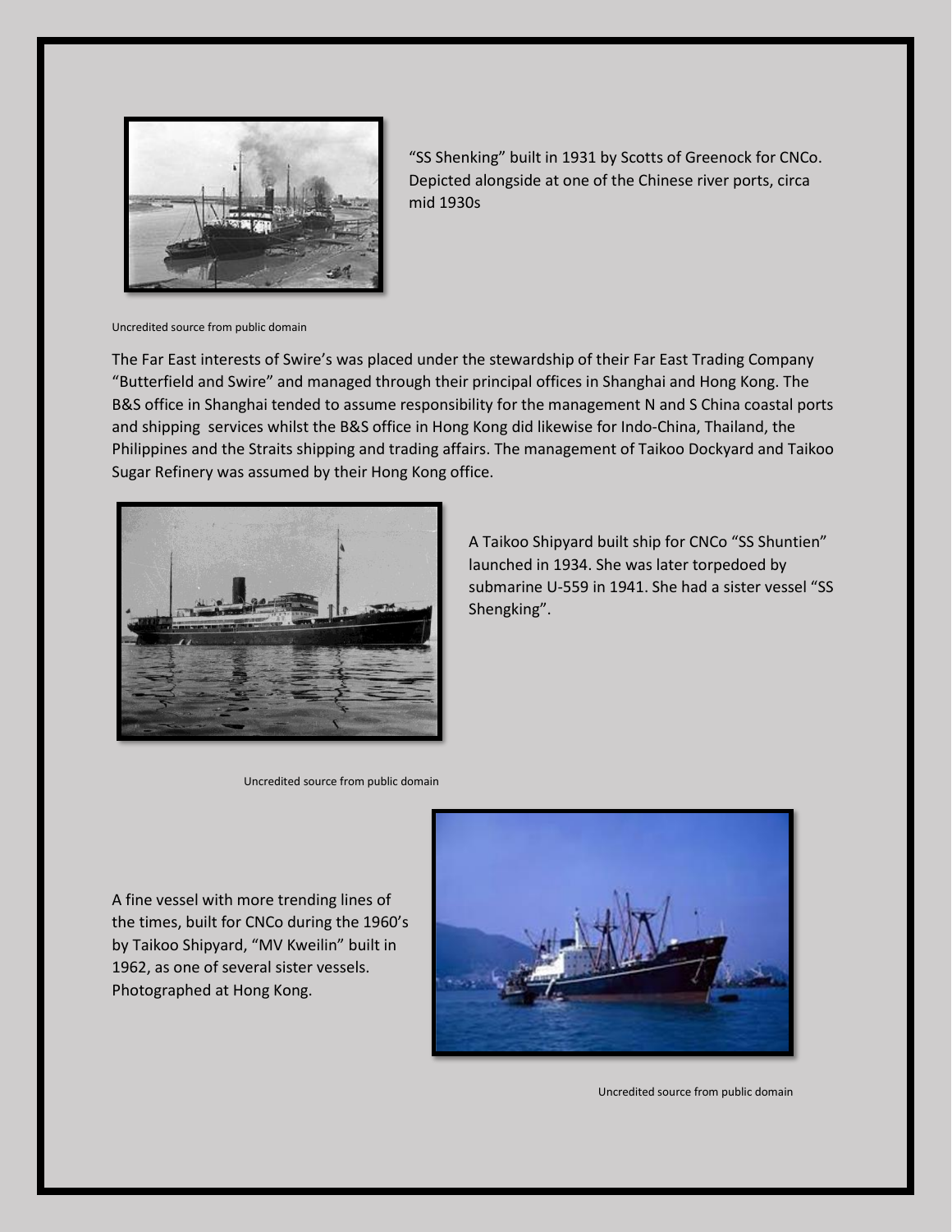“SS Shenking” built in 1931 by Scotts of Greenock for CNCo. Depicted alongside at one of the Chinese river ports, circa mid 1930s

Uncredited source from public domain

The Far East interests of Swire’s was placed under the stewardship of their Far East Trading Company “Butterfield and Swire” and managed through their principal offices in Shanghai and Hong Kong. The B&S office in Shanghai tended to assume responsibility for the management N and S China coastal ports and shipping services whilst the B&S office in Hong Kong did likewise for Indo-China, Thailand, the Philippines and the Straits shipping and trading affairs. The management of Taikoo Dockyard and Taikoo Sugar Refinery was assumed by their Hong Kong office.

A Taikoo Shipyard built ship for CNCo “SS Shuntien” launched in 1934. She was later torpedoed by submarine U-559 in 1941. She had a sister vessel “SS Shengking”.

Uncredited source from public domain

A fine vessel with more trending lines of the times, built for CNCo during the 1960’s by Taikoo Shipyard, “MV Kweilin” built in 1962, as one of several sister vessels. Photographed at Hong Kong.

Uncredited source from public domain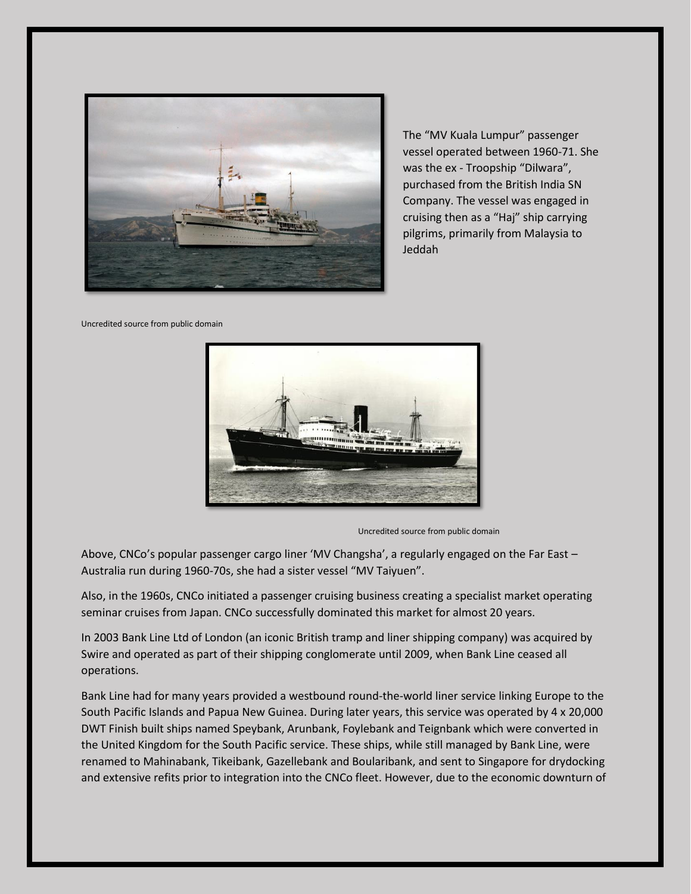The "MV Kuala Lumpur" passenger vessel operated between 1960-71. She was the ex - Troopship "Dilwara", purchased from the British India SN Company. The vessel was engaged in cruising then as a "Haj" ship carrying pilgrims, primarily from Malaysia to Jeddah

Uncredited source from public domain

Uncredited source from public domain

Above, CNCo's popular passenger cargo liner 'MV Changsha', a regularly engaged on the Far East – Australia run during 1960-70s, she had a sister vessel "MV Taiyuen".

Also, in the 1960s, CNCo initiated a passenger cruising business creating a specialist market operating seminar cruises from Japan. CNCo successfully dominated this market for almost 20 years.

In 2003 Bank Line Ltd of London (an iconic British tramp and liner shipping company) was acquired by Swire and operated as part of their shipping conglomerate until 2009, when Bank Line ceased all operations.

Bank Line had for many years provided a westbound round-the-world liner service linking Europe to the South Pacific Islands and Papua New Guinea. During later years, this service was operated by 4 x 20,000 DWT Finish built ships named Speybank, Arunbank, Foylebank and Teignbank which were converted in the United Kingdom for the South Pacific service. These ships, while still managed by Bank Line, were renamed to Mahinabank, Tikeibank, Gazellebank and Boularibank, and sent to Singapore for drydocking and extensive refits prior to integration into the CNCo fleet. However, due to the economic downturn of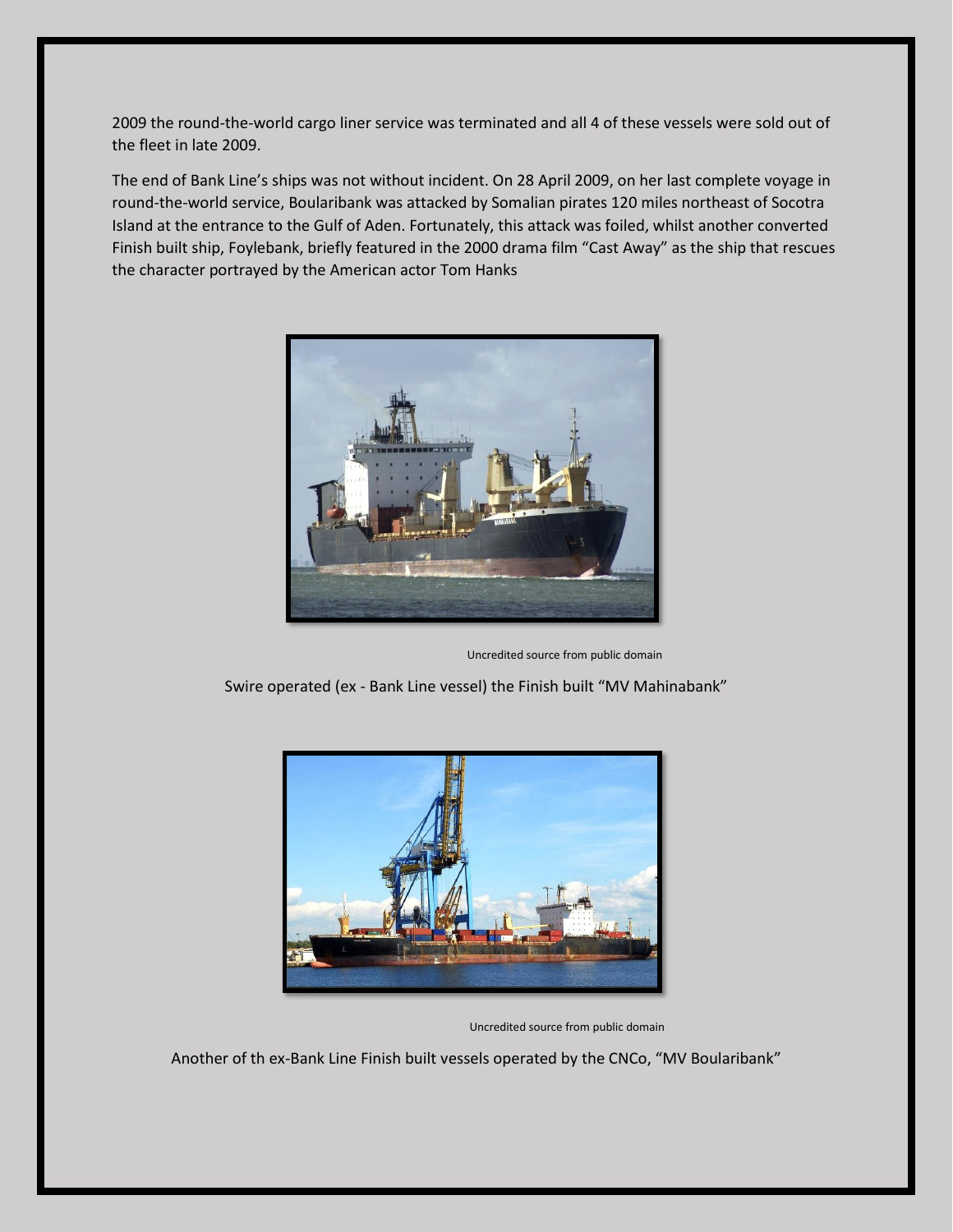2009 the round-the-world cargo liner service was terminated and all 4 of these vessels were sold out of the fleet in late 2009.

The end of Bank Line's ships was not without incident. On 28 April 2009, on her last complete voyage in round-the-world service, Boularibank was attacked by Somalian pirates 120 miles northeast of Socotra Island at the entrance to the Gulf of Aden. Fortunately, this attack was foiled, whilst another converted Finish built ship, Foylebank, briefly featured in the 2000 drama film "Cast Away" as the ship that rescues the character portrayed by the American actor Tom Hanks

Uncredited source from public domain

Swire operated (ex - Bank Line vessel) the Finish built "MV Mahinabank"

Uncredited source from public domain

Another of th ex-Bank Line Finish built vessels operated by the CNCo, "MV Boularibank"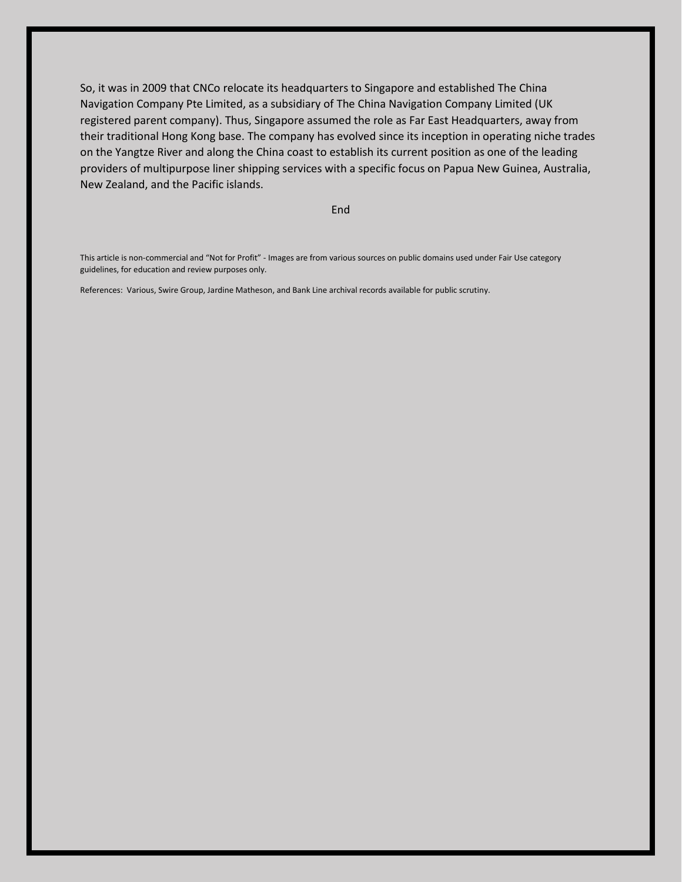So, it was in 2009 that CNCo relocate its headquarters to Singapore and established The China Navigation Company Pte Limited, as a subsidiary of The China Navigation Company Limited (UK registered parent company). Thus, Singapore assumed the role as Far East Headquarters, away from their traditional Hong Kong base. The company has evolved since its inception in operating niche trades on the Yangtze River and along the China coast to establish its current position as one of the leading providers of multipurpose liner shipping services with a specific focus on Papua New Guinea, Australia, New Zealand, and the Pacific islands.

End

This article is non-commercial and "Not for Profit" - Images are from various sources on public domains used under Fair Use category guidelines, for education and review purposes only.

References: Various, Swire Group, Jardine Matheson, and Bank Line archival records available for public scrutiny.